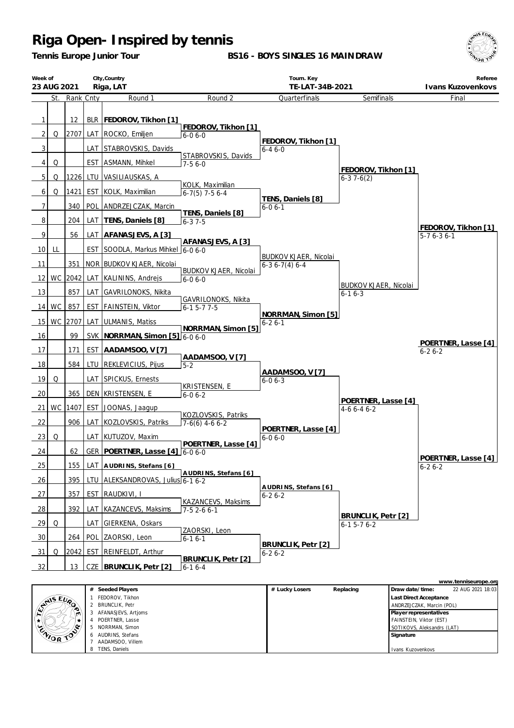# Riga Open- Inspired by tennis

**Tennis Europe Junior Tour**

**BS16 - BOYS SINGLES 16 MAINDRAW**

| Week of | City,Country | Tourn. Key | Referee |
|---|---|---|---|
| 23 AUG 2021 | Riga, LAT | TE-LAT-34B-2021 | Ivans Kuzovenkovs |

| | St. | Rank | Cnty | Round 1 | Round 2 | Quarterfinals | Semifinals | Final |
|---|---|---|---|---|---|---|---|---|
| 1 | | 12 | BLR | **FEDOROV, Tikhon [1]** | | | | |
| | | | | | **FEDOROV, Tikhon [1]** 6-0 6-0 | | | |
| 2 | Q | 2707 | LAT | ROCKO, Emiljen | | | | |
| | | | | | | **FEDOROV, Tikhon [1]** 6-4 6-0 | | |
| 3 | | | LAT | STABROVSKIS, Davids | | | | |
| | | | | | STABROVSKIS, Davids 7-5 6-0 | | | |
| 4 | Q | | EST | ASMANN, Mihkel | | | | |
| | | | | | | | **FEDOROV, Tikhon [1]** 6-3 7-6(2) | |
| 5 | Q | 1226 | LTU | VASILIAUSKAS, A | | | | |
| | | | | | KOLK, Maximilian 6-7(5) 7-5 6-4 | | | |
| 6 | Q | 1421 | EST | KOLK, Maximilian | | | | |
| | | | | | | **TENS, Daniels [8]** 6-0 6-1 | | |
| 7 | | 340 | POL | ANDRZEJCZAK, Marcin | | | | |
| | | | | | **TENS, Daniels [8]** 6-3 7-5 | | | |
| 8 | | 204 | LAT | **TENS, Daniels [8]** | | | | |
| | | | | | | | | **FEDOROV, Tikhon [1]** 5-7 6-3 6-1 |
| 9 | | 56 | LAT | **AFANASJEVS, A [3]** | | | | |
| | | | | | **AFANASJEVS, A [3]** 6-0 6-0 | | | |
| 10 | LL | | EST | SOODLA, Markus Mihkel | | | | |
| | | | | | | BUDKOV KJAER, Nicolai 6-3 6-7(4) 6-4 | | |
| 11 | | 351 | NOR | BUDKOV KJAER, Nicolai | | | | |
| | | | | | BUDKOV KJAER, Nicolai 6-0 6-0 | | | |
| 12 | WC | 2042 | LAT | KALININS, Andrejs | | | | |
| | | | | | | | BUDKOV KJAER, Nicolai 6-1 6-3 | |
| 13 | | 857 | LAT | GAVRILONOKS, Nikita | | | | |
| | | | | | GAVRILONOKS, Nikita 6-1 5-7 7-5 | | | |
| 14 | WC | 857 | EST | FAINSTEIN, Viktor | | | | |
| | | | | | | **NORRMAN, Simon [5]** 6-2 6-1 | | |
| 15 | WC | 2707 | LAT | ULMANIS, Matiss | | | | |
| | | | | | **NORRMAN, Simon [5]** 6-0 6-0 | | | |
| 16 | | 99 | SVK | **NORRMAN, Simon [5]** | | | | |
| | | | | | | | | **POERTNER, Lasse [4]** 6-2 6-2 |
| 17 | | 171 | EST | **AADAMSOO, V [7]** | | | | |
| | | | | | **AADAMSOO, V [7]** 5-2 | | | |
| 18 | | 584 | LTU | REKLEVICIUS, Pijus | | | | |
| | | | | | | **AADAMSOO, V [7]** 6-0 6-3 | | |
| 19 | Q | | LAT | SPICKUS, Ernests | | | | |
| | | | | | KRISTENSEN, E 6-0 6-2 | | | |
| 20 | | 365 | DEN | KRISTENSEN, E | | | | |
| | | | | | | | **POERTNER, Lasse [4]** 4-6 6-4 6-2 | |
| 21 | WC | 1407 | EST | JOONAS, Jaagup | | | | |
| | | | | | KOZLOVSKIS, Patriks 7-6(6) 4-6 6-2 | | | |
| 22 | | 906 | LAT | KOZLOVSKIS, Patriks | | | | |
| | | | | | | **POERTNER, Lasse [4]** 6-0 6-0 | | |
| 23 | Q | | LAT | KUTUZOV, Maxim | | | | |
| | | | | | **POERTNER, Lasse [4]** 6-0 6-0 | | | |
| 24 | | 62 | GER | **POERTNER, Lasse [4]** | | | | |
| | | | | | | | | **POERTNER, Lasse [4]** 6-2 6-2 |
| 25 | | 155 | LAT | **AUDRINS, Stefans [6]** | | | | |
| | | | | | **AUDRINS, Stefans [6]** 6-1 6-2 | | | |
| 26 | | 395 | LTU | ALEKSANDROVAS, Julius | | | | |
| | | | | | | **AUDRINS, Stefans [6]** 6-2 6-2 | | |
| 27 | | 357 | EST | RAUDKIVI, I | | | | |
| | | | | | KAZANCEVS, Maksims 7-5 2-6 6-1 | | | |
| 28 | | 392 | LAT | KAZANCEVS, Maksims | | | | |
| | | | | | | | **BRUNCLIK, Petr [2]** 6-1 5-7 6-2 | |
| 29 | Q | | LAT | GIERKENA, Oskars | | | | |
| | | | | | ZAORSKI, Leon 6-1 6-1 | | | |
| 30 | | 264 | POL | ZAORSKI, Leon | | | | |
| | | | | | | **BRUNCLIK, Petr [2]** 6-2 6-2 | | |
| 31 | Q | 2042 | EST | REINFELDT, Arthur | | | | |
| | | | | | **BRUNCLIK, Petr [2]** 6-1 6-4 | | | |
| 32 | | 13 | CZE | **BRUNCLIK, Petr [2]** | | | | |

www.tenniseurope.org

| # | Seeded Players | # Lucky Losers | Replacing | Draw date/time: 22 AUG 2021 18:03 |
|---|---|---|---|---|
| 1 | FEDOROV, Tikhon | | | **Last Direct Acceptance** |
| 2 | BRUNCLIK, Petr | | | ANDRZEJCZAK, Marcin (POL) |
| 3 | AFANASJEVS, Artjoms | | | **Player representatives** |
| 4 | POERTNER, Lasse | | | FAINSTEIN, Viktor (EST) |
| 5 | NORRMAN, Simon | | | SOTIKOVS, Aleksandrs (LAT) |
| 6 | AUDRINS, Stefans | | | **Signature** |
| 7 | AADAMSOO, Villem | | | |
| 8 | TENS, Daniels | | | Ivans Kuzovenkovs |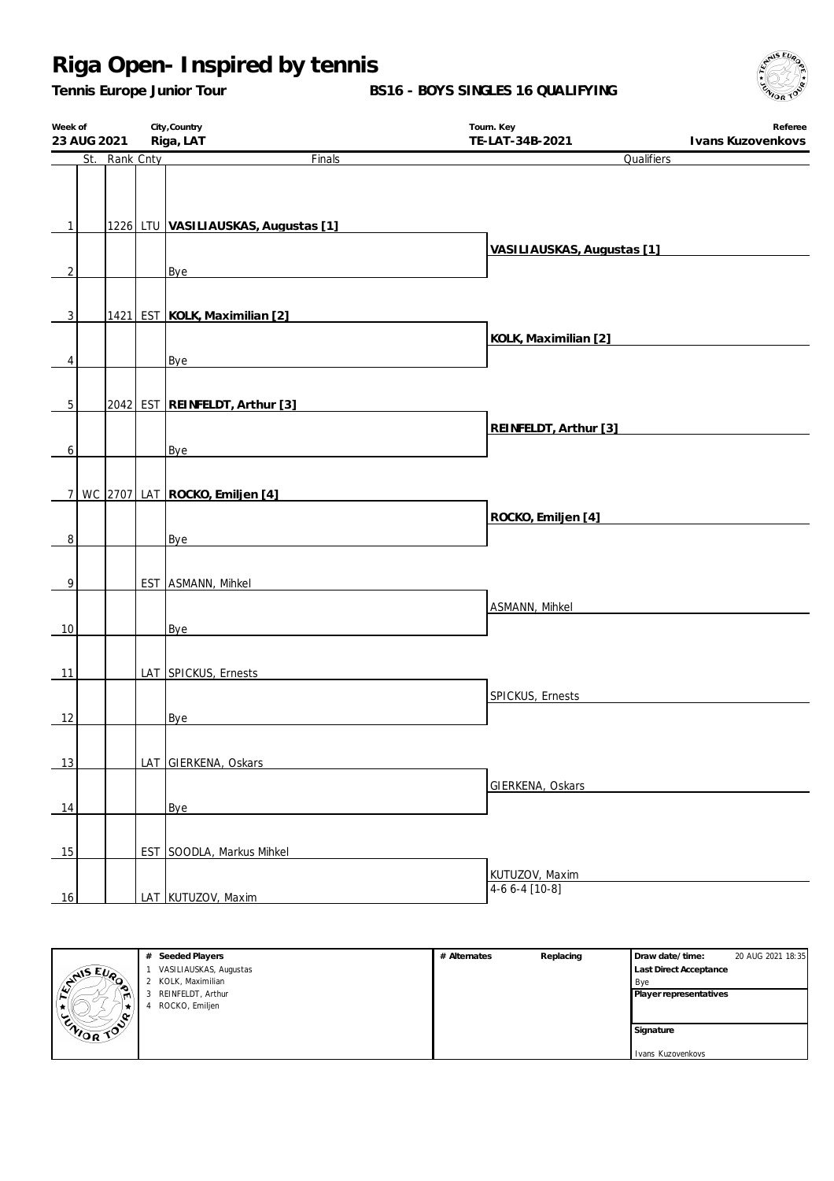# Riga Open- Inspired by tennis

**Tennis Europe Junior Tour**

**BS16 - BOYS SINGLES 16 QUALIFYING**

| Week of | City,Country | Tourn. Key | Referee |
|---|---|---|---|
| 23 AUG 2021 | Riga, LAT | TE-LAT-34B-2021 | Ivans Kuzovenkovs |

| # | St. | Rank | Cnty | Finals | Qualifiers |
|---|---|---|---|---|---|
| 1 | | 1226 | LTU | **VASILIAUSKAS, Augustas [1]** | |
| | | | | | **VASILIAUSKAS, Augustas [1]** |
| 2 | | | | Bye | |
| 3 | | 1421 | EST | **KOLK, Maximilian [2]** | |
| | | | | | **KOLK, Maximilian [2]** |
| 4 | | | | Bye | |
| 5 | | 2042 | EST | **REINFELDT, Arthur [3]** | |
| | | | | | **REINFELDT, Arthur [3]** |
| 6 | | | | Bye | |
| 7 | WC | 2707 | LAT | **ROCKO, Emiljen [4]** | |
| | | | | | **ROCKO, Emiljen [4]** |
| 8 | | | | Bye | |
| 9 | | | EST | ASMANN, Mihkel | |
| | | | | | ASMANN, Mihkel |
| 10 | | | | Bye | |
| 11 | | | LAT | SPICKUS, Ernests | |
| | | | | | SPICKUS, Ernests |
| 12 | | | | Bye | |
| 13 | | | LAT | GIERKENA, Oskars | |
| | | | | | GIERKENA, Oskars |
| 14 | | | | Bye | |
| 15 | | | EST | SOODLA, Markus Mihkel | |
| | | | | | KUTUZOV, Maxim 4-6 6-4 [10-8] |
| 16 | | | LAT | KUTUZOV, Maxim | |

| # | Seeded Players | # Alternates | Replacing | Draw date/time: 20 AUG 2021 18:35 |
|---|---|---|---|---|
| 1 | VASILIAUSKAS, Augustas | | | Last Direct Acceptance: Bye |
| 2 | KOLK, Maximilian | | | Player representatives |
| 3 | REINFELDT, Arthur | | | |
| 4 | ROCKO, Emiljen | | | Signature: Ivans Kuzovenkovs |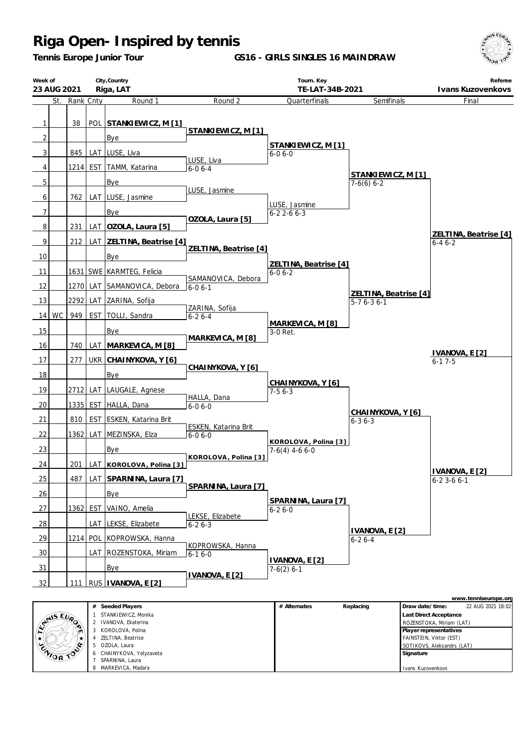# Riga Open- Inspired by tennis

**Tennis Europe Junior Tour**

**GS16 - GIRLS SINGLES 16 MAINDRAW**

| Week of | City,Country | Tourn. Key | Referee |
|---|---|---|---|
| 23 AUG 2021 | Riga, LAT | TE-LAT-34B-2021 | Ivans Kuzovenkovs |

| # | St. | Rank | Cnty | Round 1 | Round 2 | Quarterfinals | Semifinals | Final |
|---|---|---|---|---|---|---|---|---|
| 1 | | 38 | POL | **STANKIEWICZ, M [1]** | | | | |
| | | | | | **STANKIEWICZ, M [1]** | | | |
| 2 | | | | Bye | | | | |
| | | | | | | **STANKIEWICZ, M [1]** 6-0 6-0 | | |
| 3 | | 845 | LAT | LUSE, Liva | | | | |
| | | | | | LUSE, Liva 6-0 6-4 | | | |
| 4 | | 1214 | EST | TAMM, Katarina | | | | |
| | | | | | | | **STANKIEWICZ, M [1]** 7-6(6) 6-2 | |
| 5 | | | | Bye | | | | |
| | | | | | LUSE, Jasmine | | | |
| 6 | | 762 | LAT | LUSE, Jasmine | | | | |
| | | | | | | LUSE, Jasmine 6-2 2-6 6-3 | | |
| 7 | | | | Bye | | | | |
| | | | | | **OZOLA, Laura [5]** | | | |
| 8 | | 231 | LAT | **OZOLA, Laura [5]** | | | | |
| | | | | | | | | **ZELTINA, Beatrise [4]** 6-4 6-2 |
| 9 | | 212 | LAT | **ZELTINA, Beatrise [4]** | | | | |
| | | | | | **ZELTINA, Beatrise [4]** | | | |
| 10 | | | | Bye | | | | |
| | | | | | | **ZELTINA, Beatrise [4]** 6-0 6-2 | | |
| 11 | | 1631 | SWE | KARMTEG, Felicia | | | | |
| | | | | | SAMANOVICA, Debora 6-0 6-1 | | | |
| 12 | | 1270 | LAT | SAMANOVICA, Debora | | | | |
| | | | | | | | **ZELTINA, Beatrise [4]** 5-7 6-3 6-1 | |
| 13 | | 2292 | LAT | ZARINA, Sofija | | | | |
| | | | | | ZARINA, Sofija 6-2 6-4 | | | |
| 14 | WC | 949 | EST | TOLLI, Sandra | | | | |
| | | | | | | **MARKEVICA, M [8]** 3-0 Ret. | | |
| 15 | | | | Bye | | | | |
| | | | | | **MARKEVICA, M [8]** | | | |
| 16 | | 740 | LAT | **MARKEVICA, M [8]** | | | | |
| | | | | | | | | **IVANOVA, E [2]** 6-1 7-5 |
| 17 | | 277 | UKR | **CHAINYKOVA, Y [6]** | | | | |
| | | | | | **CHAINYKOVA, Y [6]** | | | |
| 18 | | | | Bye | | | | |
| | | | | | | **CHAINYKOVA, Y [6]** 7-5 6-3 | | |
| 19 | | 2712 | LAT | LAUGALE, Agnese | | | | |
| | | | | | HALLA, Dana 6-0 6-0 | | | |
| 20 | | 1335 | EST | HALLA, Dana | | | | |
| | | | | | | | **CHAINYKOVA, Y [6]** 6-3 6-3 | |
| 21 | | 810 | EST | ESKEN, Katarina Brit | | | | |
| | | | | | ESKEN, Katarina Brit 6-0 6-0 | | | |
| 22 | | 1362 | LAT | MEZINSKA, Elza | | | | |
| | | | | | | **KOROLOVA, Polina [3]** 7-6(4) 4-6 6-0 | | |
| 23 | | | | Bye | | | | |
| | | | | | **KOROLOVA, Polina [3]** | | | |
| 24 | | 201 | LAT | **KOROLOVA, Polina [3]** | | | | |
| | | | | | | | | **IVANOVA, E [2]** 6-2 3-6 6-1 |
| 25 | | 487 | LAT | **SPARNINA, Laura [7]** | | | | |
| | | | | | **SPARNINA, Laura [7]** | | | |
| 26 | | | | Bye | | | | |
| | | | | | | **SPARNINA, Laura [7]** 6-2 6-0 | | |
| 27 | | 1362 | EST | VAINO, Amelia | | | | |
| | | | | | LEKSE, Elizabete 6-2 6-3 | | | |
| 28 | | | LAT | LEKSE, Elizabete | | | | |
| | | | | | | | **IVANOVA, E [2]** 6-2 6-4 | |
| 29 | | 1214 | POL | KOPROWSKA, Hanna | | | | |
| | | | | | KOPROWSKA, Hanna 6-1 6-0 | | | |
| 30 | | | LAT | ROZENSTOKA, Miriam | | | | |
| | | | | | | **IVANOVA, E [2]** 7-6(2) 6-1 | | |
| 31 | | | | Bye | | | | |
| | | | | | **IVANOVA, E [2]** | | | |
| 32 | | 111 | RUS | **IVANOVA, E [2]** | | | | |

www.tenniseurope.org

| # | Seeded Players | # Alternates | Replacing | |
|---|---|---|---|---|
| 1 | STANKIEWICZ, Monika | | | **Draw date/time:** 22 AUG 2021 18:02 |
| 2 | IVANOVA, Ekaterina | | | **Last Direct Acceptance** |
| 3 | KOROLOVA, Polina | | | ROZENSTOKA, Miriam (LAT) |
| 4 | ZELTINA, Beatrise | | | **Player representatives** |
| 5 | OZOLA, Laura | | | FAINSTEIN, Viktor (EST) |
| 6 | CHAINYKOVA, Yelyzaveta | | | SOTIKOVS, Aleksandrs (LAT) |
| 7 | SPARNINA, Laura | | | **Signature** |
| 8 | MARKEVICA, Madara | | | Ivans Kuzovenkovs |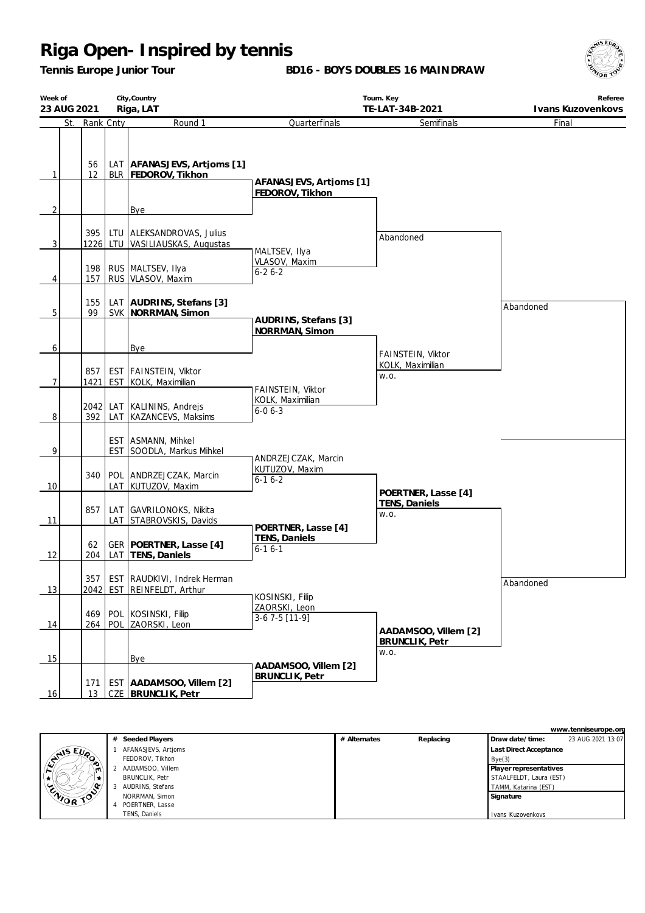# Riga Open- Inspired by tennis

**Tennis Europe Junior Tour**

**BD16 - BOYS DOUBLES 16 MAIN DRAW**

| Week of | City,Country | Tourn. Key | Referee |
|---|---|---|---|
| 23 AUG 2021 | Riga, LAT | TE-LAT-34B-2021 | Ivans Kuzenovkovs |

| | St. | Rank | Cnty | Round 1 | Quarterfinals | Semifinals | Final |
|---|---|---|---|---|---|---|---|
| 1 | | 56 / 12 | LAT / BLR | **AFANASJEVS, Artjoms [1]** / **FEDOROV, Tikhon** | **AFANASJEVS, Artjoms [1]** / **FEDOROV, Tikhon** | | |
| 2 | | | | Bye | | Abandoned | |
| 3 | | 395 / 1226 | LTU / LTU | ALEKSANDROVAS, Julius / VASILIAUSKAS, Augustas | MALTSEV, Ilya / VLASOV, Maxim 6-2 6-2 | | |
| 4 | | 198 / 157 | RUS / RUS | MALTSEV, Ilya / VLASOV, Maxim | | | Abandoned |
| 5 | | 155 / 99 | LAT / SVK | **AUDRINS, Stefans [3]** / **NORRMAN, Simon** | **AUDRINS, Stefans [3]** / **NORRMAN, Simon** | | |
| 6 | | | | Bye | | FAINSTEIN, Viktor / KOLK, Maximilian w.o. | |
| 7 | | 857 / 1421 | EST / EST | FAINSTEIN, Viktor / KOLK, Maximilian | FAINSTEIN, Viktor / KOLK, Maximilian 6-0 6-3 | | |
| 8 | | 2042 / 392 | LAT / LAT | KALININS, Andrejs / KAZANCEVS, Maksims | | | |
| 9 | | | EST / EST | ASMANN, Mihkel / SOODLA, Markus Mihkel | ANDRZEJCZAK, Marcin / KUTUZOV, Maxim 6-1 6-2 | | |
| 10 | | 340 | POL / LAT | ANDRZEJCZAK, Marcin / KUTUZOV, Maxim | | **POERTNER, Lasse [4]** / **TENS, Daniels** w.o. | |
| 11 | | 857 | LAT / LAT | GAVRILONOKS, Nikita / STABROVSKIS, Davids | **POERTNER, Lasse [4]** / **TENS, Daniels** 6-1 6-1 | | |
| 12 | | 62 / 204 | GER / LAT | **POERTNER, Lasse [4]** / **TENS, Daniels** | | | Abandoned |
| 13 | | 357 / 2042 | EST / EST | RAUDKIVI, Indrek Herman / REINFELDT, Arthur | KOSINSKI, Filip / ZAORSKI, Leon 3-6 7-5 [11-9] | | |
| 14 | | 469 / 264 | POL / POL | KOSINSKI, Filip / ZAORSKI, Leon | | **AADAMSOO, Villem [2]** / **BRUNCLIK, Petr** w.o. | |
| 15 | | | | Bye | **AADAMSOO, Villem [2]** / **BRUNCLIK, Petr** | | |
| 16 | | 171 / 13 | EST / CZE | **AADAMSOO, Villem [2]** / **BRUNCLIK, Petr** | | | |

| # | Seeded Players | # Alternates | Replacing | Draw date/time: 23 AUG 2021 13:07 |
|---|---|---|---|---|
| 1 | AFANASJEVS, Artjoms / FEDOROV, Tikhon | | | Last Direct Acceptance: Bye(3) |
| 2 | AADAMSOO, Villem / BRUNCLIK, Petr | | | Player representatives: STAALFELDT, Laura (EST); TAMM, Katarina (EST) |
| 3 | AUDRINS, Stefans / NORRMAN, Simon | | | Signature |
| 4 | POERTNER, Lasse / TENS, Daniels | | | Ivans Kuzenovkovs |

www.tenniseurope.org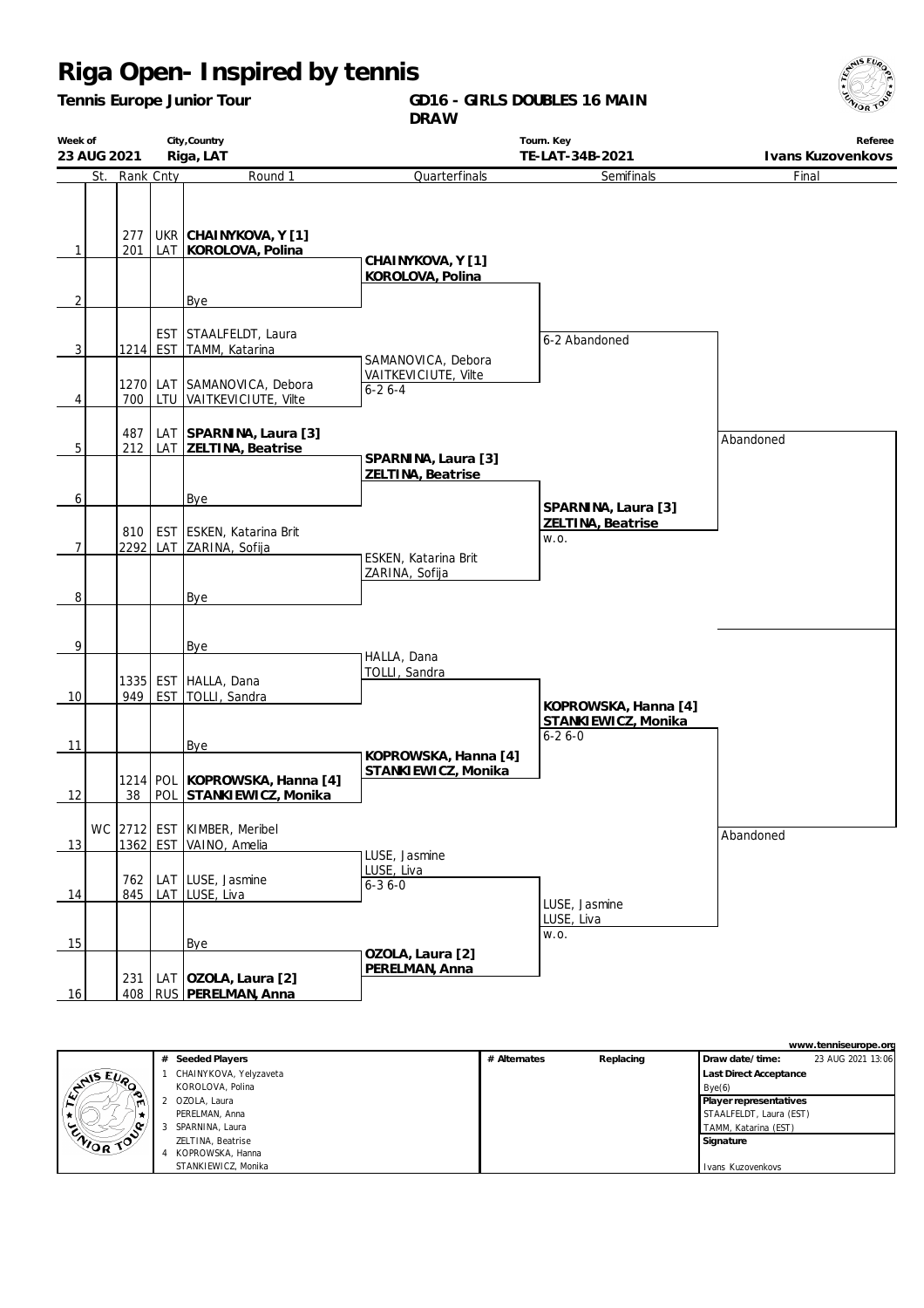# Riga Open- Inspired by tennis

**Tennis Europe Junior Tour**

**GD16 - GIRLS DOUBLES 16 MAIN DRAW**

| Week of | City,Country | Tourn. Key | Referee |
|---|---|---|---|
| 23 AUG 2021 | Riga, LAT | TE-LAT-34B-2021 | Ivans Kuzovenkovs |

| | St. | Rank | Cnty | Round 1 | Quarterfinals | Semifinals | Final |
|---|---|---|---|---|---|---|---|
| 1 | | 277 / 201 | UKR / LAT | **CHAINYKOVA, Y [1]** / **KOROLOVA, Polina** | **CHAINYKOVA, Y [1]** / **KOROLOVA, Polina** | | |
| 2 | | | | Bye | | 6-2 Abandoned | |
| 3 | | / 1214 | EST / EST | STAALFELDT, Laura / TAMM, Katarina | SAMANOVICA, Debora / VAITKEVICIUTE, Vilte 6-2 6-4 | | |
| 4 | | 1270 / 700 | LAT / LTU | SAMANOVICA, Debora / VAITKEVICIUTE, Vilte | | | Abandoned |
| 5 | | 487 / 212 | LAT / LAT | **SPARNINA, Laura [3]** / **ZELTINA, Beatrise** | **SPARNINA, Laura [3]** / **ZELTINA, Beatrise** | | |
| 6 | | | | Bye | | **SPARNINA, Laura [3]** / **ZELTINA, Beatrise** w.o. | |
| 7 | | 810 / 2292 | EST / LAT | ESKEN, Katarina Brit / ZARINA, Sofija | ESKEN, Katarina Brit / ZARINA, Sofija | | |
| 8 | | | | Bye | | | |
| 9 | | | | Bye | HALLA, Dana / TOLLI, Sandra | | |
| 10 | | 1335 / 949 | EST / EST | HALLA, Dana / TOLLI, Sandra | | **KOPROWSKA, Hanna [4]** / **STANKIEWICZ, Monika** 6-2 6-0 | |
| 11 | | | | Bye | **KOPROWSKA, Hanna [4]** / **STANKIEWICZ, Monika** | | |
| 12 | | 1214 / 38 | POL / POL | **KOPROWSKA, Hanna [4]** / **STANKIEWICZ, Monika** | | | Abandoned |
| 13 | WC | 2712 / 1362 | EST / EST | KIMBER, Meribel / VAINO, Amelia | LUSE, Jasmine / LUSE, Liva 6-3 6-0 | | |
| 14 | | 762 / 845 | LAT / LAT | LUSE, Jasmine / LUSE, Liva | | LUSE, Jasmine / LUSE, Liva w.o. | |
| 15 | | | | Bye | **OZOLA, Laura [2]** / **PERELMAN, Anna** | | |
| 16 | | 231 / 408 | LAT / RUS | **OZOLA, Laura [2]** / **PERELMAN, Anna** | | | |

www.tenniseurope.org

| # | Seeded Players | # Alternates | Replacing | |
|---|---|---|---|---|
| 1 | CHAINYKOVA, Yelyzaveta / KOROLOVA, Polina | | | Draw date/time: 23 AUG 2021 13:06 |
| 2 | OZOLA, Laura / PERELMAN, Anna | | | Last Direct Acceptance: Bye(6) |
| 3 | SPARNINA, Laura / ZELTINA, Beatrise | | | Player representatives: STAALFELDT, Laura (EST), TAMM, Katarina (EST) |
| 4 | KOPROWSKA, Hanna / STANKIEWICZ, Monika | | | Signature: Ivans Kuzovenkovs |